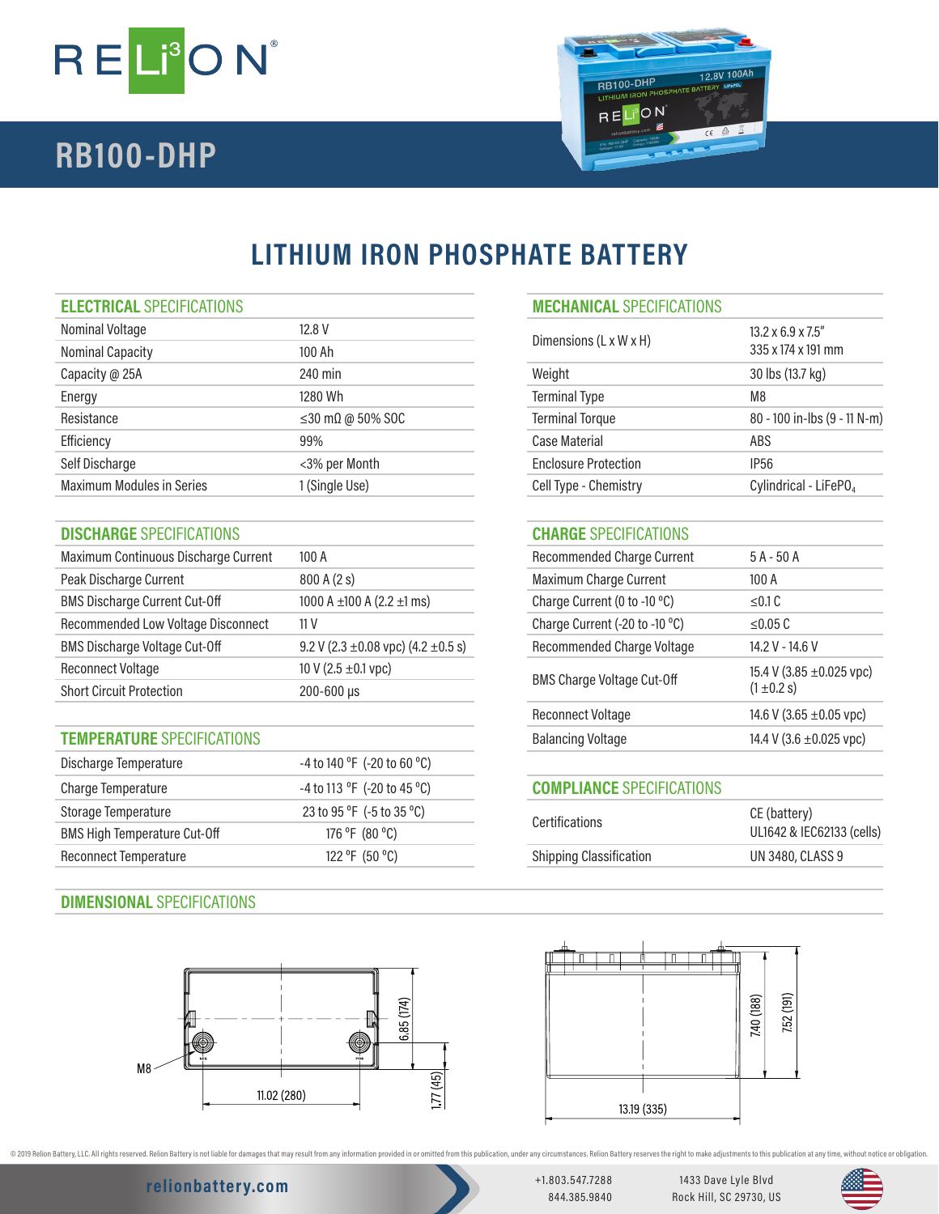# RELiON

## RB100-DHP

# LITHIUM IRON PHOSPHATE BATTERY

### ELECTRICAL SPECIFICATIONS

| | |
|---|---|
| Nominal Voltage | 12.8 V |
| Nominal Capacity | 100 Ah |
| Capacity @ 25A | 240 min |
| Energy | 1280 Wh |
| Resistance | ≤30 mΩ @ 50% SOC |
| Efficiency | 99% |
| Self Discharge | <3% per Month |
| Maximum Modules in Series | 1 (Single Use) |

### MECHANICAL SPECIFICATIONS

| | |
|---|---|
| Dimensions (L x W x H) | 13.2 x 6.9 x 7.5"<br>335 x 174 x 191 mm |
| Weight | 30 lbs (13.7 kg) |
| Terminal Type | M8 |
| Terminal Torque | 80 - 100 in-lbs (9 - 11 N-m) |
| Case Material | ABS |
| Enclosure Protection | IP56 |
| Cell Type - Chemistry | Cylindrical - $LiFePO_4$ |

### DISCHARGE SPECIFICATIONS

| | |
|---|---|
| Maximum Continuous Discharge Current | 100 A |
| Peak Discharge Current | 800 A (2 s) |
| BMS Discharge Current Cut-Off | 1000 A ±100 A (2.2 ±1 ms) |
| Recommended Low Voltage Disconnect | 11 V |
| BMS Discharge Voltage Cut-Off | 9.2 V (2.3 ±0.08 vpc) (4.2 ±0.5 s) |
| Reconnect Voltage | 10 V (2.5 ±0.1 vpc) |
| Short Circuit Protection | 200-600 µs |

### CHARGE SPECIFICATIONS

| | |
|---|---|
| Recommended Charge Current | 5 A - 50 A |
| Maximum Charge Current | 100 A |
| Charge Current (0 to -10 °C) | ≤0.1 C |
| Charge Current (-20 to -10 °C) | ≤0.05 C |
| Recommended Charge Voltage | 14.2 V - 14.6 V |
| BMS Charge Voltage Cut-Off | 15.4 V (3.85 ±0.025 vpc)<br>(1 ±0.2 s) |
| Reconnect Voltage | 14.6 V (3.65 ±0.05 vpc) |
| Balancing Voltage | 14.4 V (3.6 ±0.025 vpc) |

### TEMPERATURE SPECIFICATIONS

| | |
|---|---|
| Discharge Temperature | -4 to 140 °F (-20 to 60 °C) |
| Charge Temperature | -4 to 113 °F (-20 to 45 °C) |
| Storage Temperature | 23 to 95 °F (-5 to 35 °C) |
| BMS High Temperature Cut-Off | 176 °F (80 °C) |
| Reconnect Temperature | 122 °F (50 °C) |

### COMPLIANCE SPECIFICATIONS

| | |
|---|---|
| Certifications | CE (battery)<br>UL1642 & IEC62133 (cells) |
| Shipping Classification | UN 3480, CLASS 9 |

### DIMENSIONAL SPECIFICATIONS

M8

11.02 (280)

6.85 (174)

1.77 (45)

13.19 (335)

7.40 (188)

7.52 (191)

© 2019 Relion Battery, LLC. All rights reserved. Relion Battery is not liable for damages that may result from any information provided in or omitted from this publication, under any circumstances. Relion Battery reserves the right to make adjustments to this publication at any time, without notice or obligation.

relionbattery.com

+1.803.547.7288
844.385.9840

1433 Dave Lyle Blvd
Rock Hill, SC 29730, US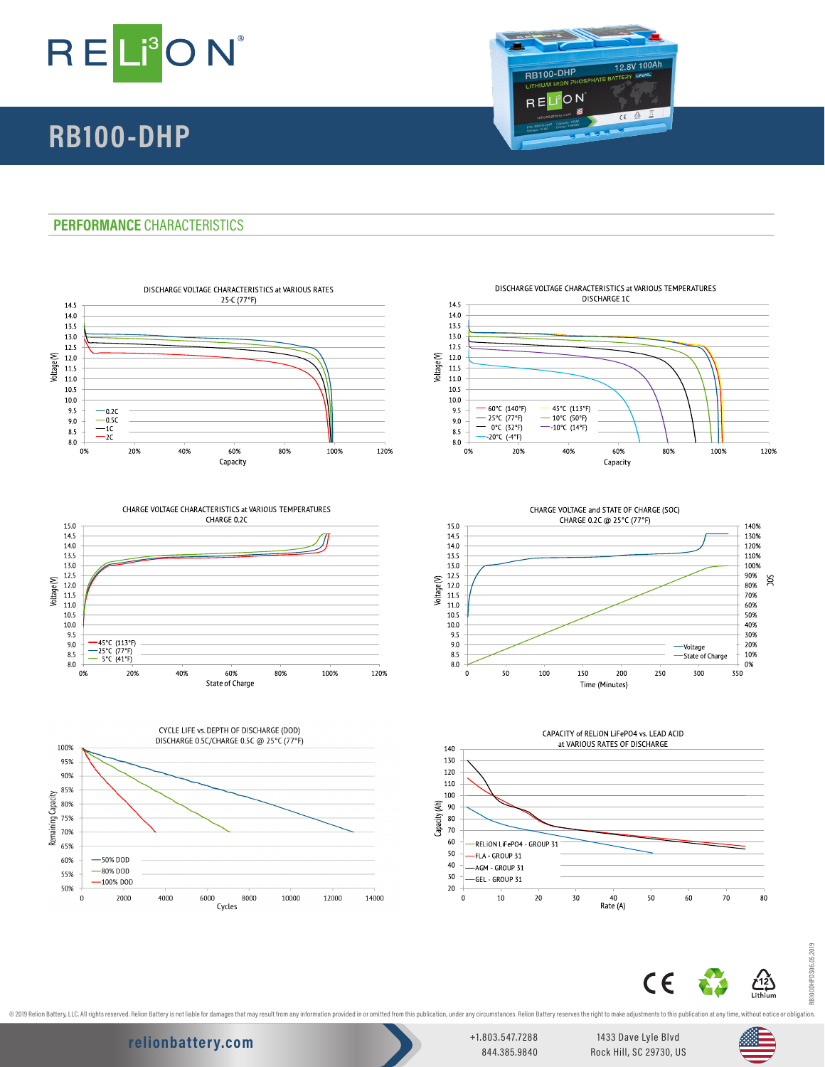# RB100-DHP

## PERFORMANCE CHARACTERISTICS

DISCHARGE VOLTAGE CHARACTERISTICS at VARIOUS RATES
25°C (77°F)

Voltage (V)
14.5
14.0
13.5
13.0
12.5
12.0
11.5
11.0
10.5
10.0
9.5
9.0
8.5
8.0

0.2C
0.5C
1C
2C

0% 20% 40% 60% 80% 100% 120%
Capacity

DISCHARGE VOLTAGE CHARACTERISTICS at VARIOUS TEMPERATURES
DISCHARGE 1C

Voltage (V)
14.5
14.0
13.5
13.0
12.5
12.0
11.5
11.0
10.5
10.0
9.5
9.0
8.5
8.0

60°C (140°F)
45°C (113°F)
25°C (77°F)
10°C (50°F)
0°C (32°F)
-10°C (14°F)
-20°C (-4°F)

0% 20% 40% 60% 80% 100% 120%
Capacity

CHARGE VOLTAGE CHARACTERISTICS at VARIOUS TEMPERATURES
CHARGE 0.2C

Voltage (V)
15.0
14.5
14.0
13.5
13.0
12.5
12.0
11.5
11.0
10.5
10.0
9.5
9.0
8.5
8.0

45°C (113°F)
25°C (77°F)
5°C (41°F)

0% 20% 40% 60% 80% 100% 120%
State of Charge

CHARGE VOLTAGE and STATE OF CHARGE (SOC)
CHARGE 0.2C @ 25°C (77°F)

Voltage (V)
15.0
14.5
14.0
13.5
13.0
12.5
12.0
11.5
11.0
10.5
10.0
9.5
9.0
8.5
8.0

SOC
140%
130%
120%
110%
100%
90%
80%
70%
60%
50%
40%
30%
20%
10%
0%

Voltage
State of Charge

0 50 100 150 200 250 300 350
Time (Minutes)

CYCLE LIFE vs. DEPTH OF DISCHARGE (DOD)
DISCHARGE 0.5C/CHARGE 0.5C @ 25°C (77°F)

Remaining Capacity
100%
95%
90%
85%
80%
75%
70%
65%
60%
55%
50%

50% DOD
80% DOD
100% DOD

0 2000 4000 6000 8000 10000 12000 14000
Cycles

CAPACITY of RELiON LiFePO4 vs. LEAD ACID
at VARIOUS RATES OF DISCHARGE

Capacity (Ah)
140
130
120
110
100
90
80
70
60
50
40
30
20

RELiON LiFePO4 - GROUP 31
FLA - GROUP 31
AGM - GROUP 31
GEL - GROUP 31

0 10 20 30 40 50 60 70 80
Rate (A)

12 Lithium

RB100DHPDS06.05.2019

© 2019 Relion Battery, LLC. All rights reserved. Relion Battery is not liable for damages that may result from any information provided in or omitted from this publication, under any circumstances. Relion Battery reserves the right to make adjustments to this publication at any time, without notice or obligation.

relionbattery.com

+1.803.547.7288
844.385.9840

1433 Dave Lyle Blvd
Rock Hill, SC 29730, US